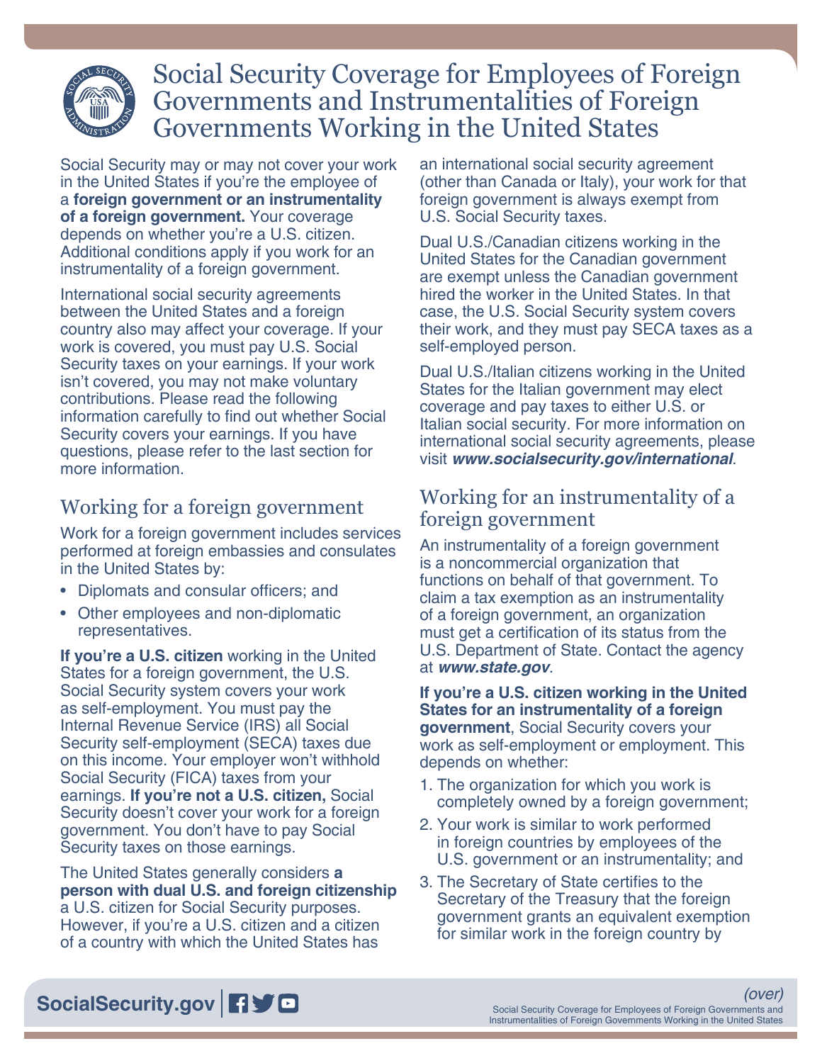# Social Security Coverage for Employees of Foreign Governments and Instrumentalities of Foreign Governments Working in the United States

Social Security may or may not cover your work in the United States if you're the employee of a **foreign government or an instrumentality of a foreign government.** Your coverage depends on whether you're a U.S. citizen. Additional conditions apply if you work for an instrumentality of a foreign government.

International social security agreements between the United States and a foreign country also may affect your coverage. If your work is covered, you must pay U.S. Social Security taxes on your earnings. If your work isn't covered, you may not make voluntary contributions. Please read the following information carefully to find out whether Social Security covers your earnings. If you have questions, please refer to the last section for more information.

## Working for a foreign government

Work for a foreign government includes services performed at foreign embassies and consulates in the United States by:

- Diplomats and consular officers; and
- Other employees and non-diplomatic representatives.

**If you're a U.S. citizen** working in the United States for a foreign government, the U.S. Social Security system covers your work as self-employment. You must pay the Internal Revenue Service (IRS) all Social Security self-employment (SECA) taxes due on this income. Your employer won't withhold Social Security (FICA) taxes from your earnings. **If you're not a U.S. citizen,** Social Security doesn't cover your work for a foreign government. You don't have to pay Social Security taxes on those earnings.

The United States generally considers **a person with dual U.S. and foreign citizenship** a U.S. citizen for Social Security purposes. However, if you're a U.S. citizen and a citizen of a country with which the United States has an international social security agreement (other than Canada or Italy), your work for that foreign government is always exempt from U.S. Social Security taxes.

Dual U.S./Canadian citizens working in the United States for the Canadian government are exempt unless the Canadian government hired the worker in the United States. In that case, the U.S. Social Security system covers their work, and they must pay SECA taxes as a self-employed person.

Dual U.S./Italian citizens working in the United States for the Italian government may elect coverage and pay taxes to either U.S. or Italian social security. For more information on international social security agreements, please visit ***www.socialsecurity.gov/international***.

## Working for an instrumentality of a foreign government

An instrumentality of a foreign government is a noncommercial organization that functions on behalf of that government. To claim a tax exemption as an instrumentality of a foreign government, an organization must get a certification of its status from the U.S. Department of State. Contact the agency at ***www.state.gov***.

**If you're a U.S. citizen working in the United States for an instrumentality of a foreign government**, Social Security covers your work as self-employment or employment. This depends on whether:

1. The organization for which you work is completely owned by a foreign government;
2. Your work is similar to work performed in foreign countries by employees of the U.S. government or an instrumentality; and
3. The Secretary of State certifies to the Secretary of the Treasury that the foreign government grants an equivalent exemption for similar work in the foreign country by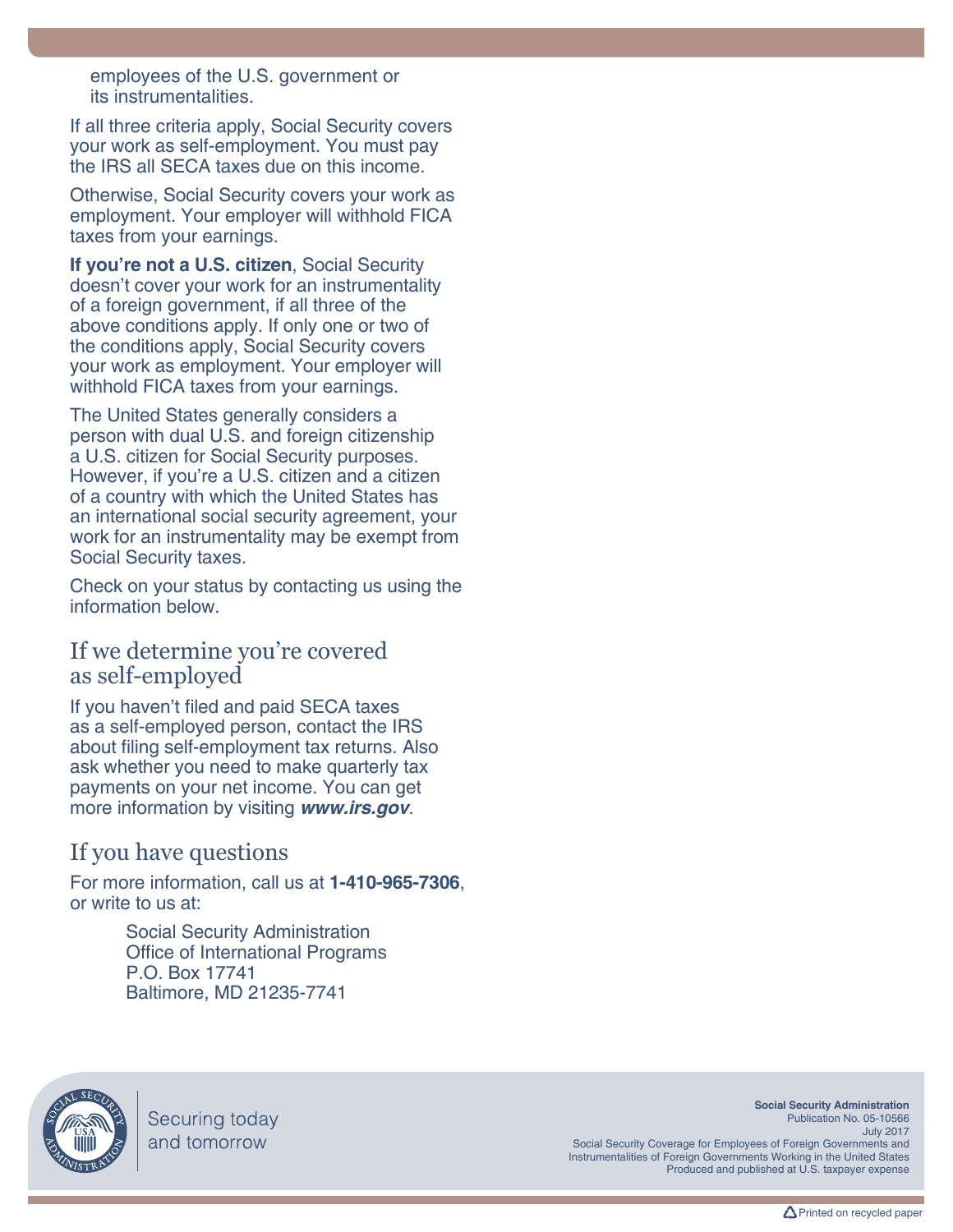employees of the U.S. government or its instrumentalities.

If all three criteria apply, Social Security covers your work as self-employment. You must pay the IRS all SECA taxes due on this income.

Otherwise, Social Security covers your work as employment. Your employer will withhold FICA taxes from your earnings.

**If you're not a U.S. citizen**, Social Security doesn't cover your work for an instrumentality of a foreign government, if all three of the above conditions apply. If only one or two of the conditions apply, Social Security covers your work as employment. Your employer will withhold FICA taxes from your earnings.

The United States generally considers a person with dual U.S. and foreign citizenship a U.S. citizen for Social Security purposes. However, if you're a U.S. citizen and a citizen of a country with which the United States has an international social security agreement, your work for an instrumentality may be exempt from Social Security taxes.

Check on your status by contacting us using the information below.

## If we determine you're covered as self-employed

If you haven't filed and paid SECA taxes as a self-employed person, contact the IRS about filing self-employment tax returns. Also ask whether you need to make quarterly tax payments on your net income. You can get more information by visiting ***www.irs.gov***.

## If you have questions

For more information, call us at **1-410-965-7306**, or write to us at:

Social Security Administration
Office of International Programs
P.O. Box 17741
Baltimore, MD 21235-7741

Securing today and tomorrow

**Social Security Administration**
Publication No. 05-10566
July 2017
Social Security Coverage for Employees of Foreign Governments and Instrumentalities of Foreign Governments Working in the United States
Produced and published at U.S. taxpayer expense

Printed on recycled paper